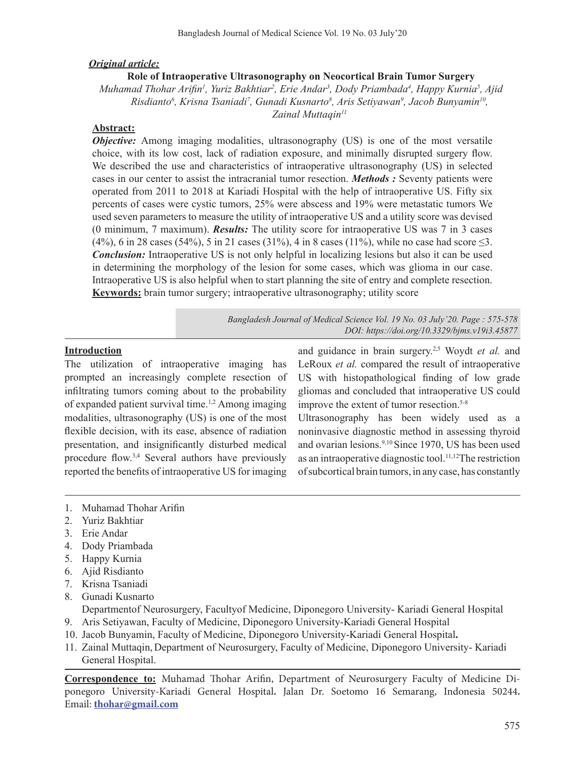***Original article:***

# Role of Intraoperative Ultrasonography on Neocortical Brain Tumor Surgery

*Muhamad Thohar Arifin[1], Yuriz Bakhtiar[2], Erie Andar[3], Dody Priambada[4], Happy Kurnia[5], Ajid Risdianto[6], Krisna Tsaniadi[7], Gunadi Kusnarto[8], Aris Setiyawan[9], Jacob Bunyamin[10], Zainal Muttaqin[11]*

## Abstract:

***Objective:*** Among imaging modalities, ultrasonography (US) is one of the most versatile choice, with its low cost, lack of radiation exposure, and minimally disrupted surgery flow. We described the use and characteristics of intraoperative ultrasonography (US) in selected cases in our center to assist the intracranial tumor resection. ***Methods :*** Seventy patients were operated from 2011 to 2018 at Kariadi Hospital with the help of intraoperative US. Fifty six percents of cases were cystic tumors, 25% were abscess and 19% were metastatic tumors We used seven parameters to measure the utility of intraoperative US and a utility score was devised (0 minimum, 7 maximum). ***Results:*** The utility score for intraoperative US was 7 in 3 cases (4%), 6 in 28 cases (54%), 5 in 21 cases (31%), 4 in 8 cases (11%), while no case had score ≤3. ***Conclusion:*** Intraoperative US is not only helpful in localizing lesions but also it can be used in determining the morphology of the lesion for some cases, which was glioma in our case. Intraoperative US is also helpful when to start planning the site of entry and complete resection.

**Keywords:** brain tumor surgery; intraoperative ultrasonography; utility score

*DOI: https://doi.org/10.3329/bjms.v19i3.45877*

## Introduction

The utilization of intraoperative imaging has prompted an increasingly complete resection of infiltrating tumors coming about to the probability of expanded patient survival time.[1,2] Among imaging modalities, ultrasonography (US) is one of the most flexible decision, with its ease, absence of radiation presentation, and insignificantly disturbed medical procedure flow.[3,4] Several authors have previously reported the benefits of intraoperative US for imaging and guidance in brain surgery.[2,5] Woydt *et al.* and LeRoux *et al.* compared the result of intraoperative US with histopathological finding of low grade gliomas and concluded that intraoperative US could improve the extent of tumor resection.[5-8]

Ultrasonography has been widely used as a noninvasive diagnostic method in assessing thyroid and ovarian lesions.[9,10] Since 1970, US has been used as an intraoperative diagnostic tool.[11,12] The restriction of subcortical brain tumors, in any case, has constantly

1. Muhamad Thohar Arifin
2. Yuriz Bakhtiar
3. Erie Andar
4. Dody Priambada
5. Happy Kurnia
6. Ajid Risdianto
7. Krisna Tsaniadi
8. Gunadi Kusnarto
   Departmentof Neurosurgery, Facultyof Medicine, Diponegoro University- Kariadi General Hospital
9. Aris Setiyawan, Faculty of Medicine, Diponegoro University-Kariadi General Hospital
10. Jacob Bunyamin, Faculty of Medicine, Diponegoro University-Kariadi General Hospital**.**
11. Zainal Muttaqin, Department of Neurosurgery, Faculty of Medicine, Diponegoro University- Kariadi General Hospital.

**Correspondence to:** Muhamad Thohar Arifin, Department of Neurosurgery Faculty of Medicine Diponegoro University-Kariadi General Hospital**.** Jalan Dr. Soetomo 16 Semarang, Indonesia 50244**.** Email: **thohar@gmail.com**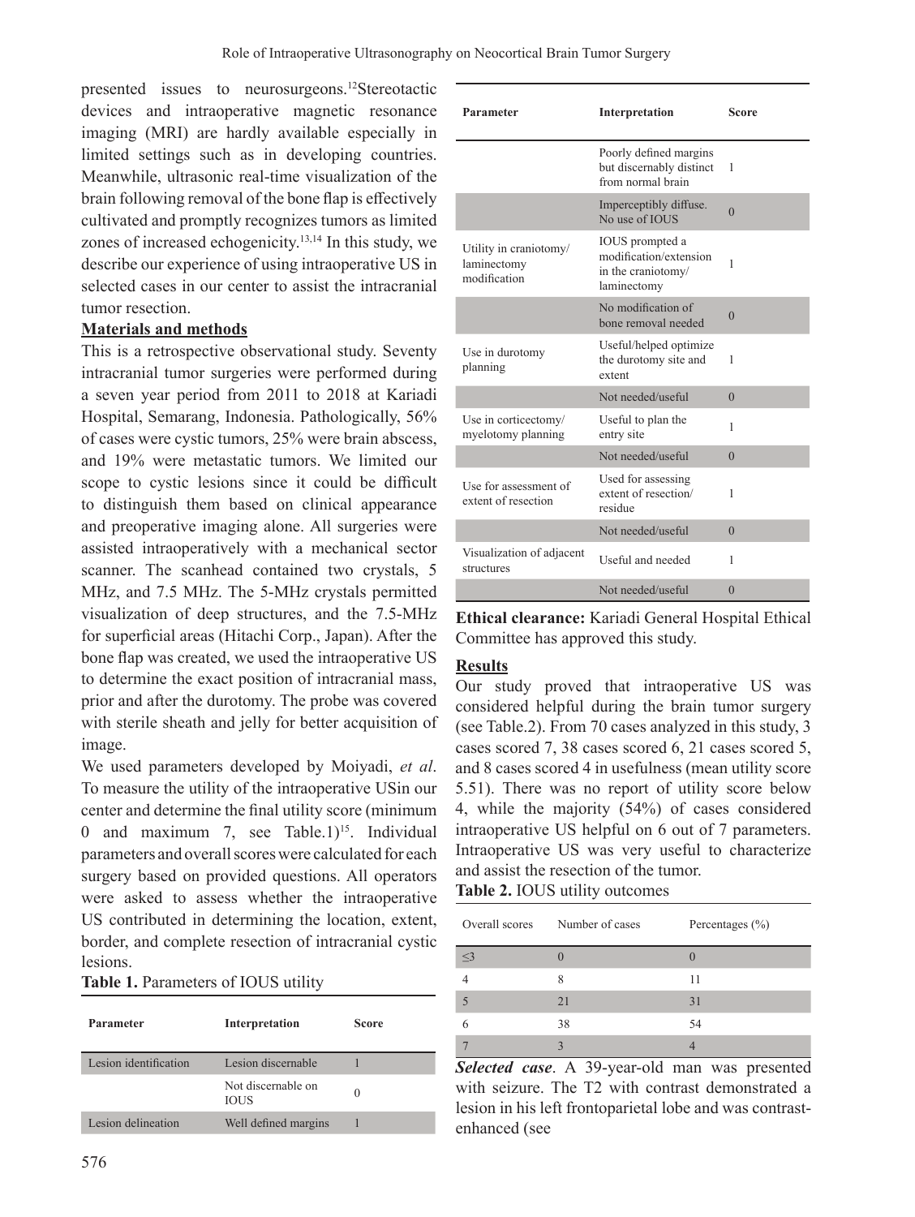presented issues to neurosurgeons.[12] Stereotactic devices and intraoperative magnetic resonance imaging (MRI) are hardly available especially in limited settings such as in developing countries. Meanwhile, ultrasonic real-time visualization of the brain following removal of the bone flap is effectively cultivated and promptly recognizes tumors as limited zones of increased echogenicity.[13,14] In this study, we describe our experience of using intraoperative US in selected cases in our center to assist the intracranial tumor resection.

## Materials and methods

This is a retrospective observational study. Seventy intracranial tumor surgeries were performed during a seven year period from 2011 to 2018 at Kariadi Hospital, Semarang, Indonesia. Pathologically, 56% of cases were cystic tumors, 25% were brain abscess, and 19% were metastatic tumors. We limited our scope to cystic lesions since it could be difficult to distinguish them based on clinical appearance and preoperative imaging alone. All surgeries were assisted intraoperatively with a mechanical sector scanner. The scanhead contained two crystals, 5 MHz, and 7.5 MHz. The 5-MHz crystals permitted visualization of deep structures, and the 7.5-MHz for superficial areas (Hitachi Corp., Japan). After the bone flap was created, we used the intraoperative US to determine the exact position of intracranial mass, prior and after the durotomy. The probe was covered with sterile sheath and jelly for better acquisition of image.

We used parameters developed by Moiyadi, *et al*. To measure the utility of the intraoperative USin our center and determine the final utility score (minimum 0 and maximum 7, see Table.1)[15]. Individual parameters and overall scores were calculated for each surgery based on provided questions. All operators were asked to assess whether the intraoperative US contributed in determining the location, extent, border, and complete resection of intracranial cystic lesions.

**Table 1.** Parameters of IOUS utility

| Parameter | Interpretation | Score |
|---|---|---|
| Lesion identification | Lesion discernable | 1 |
| | Not discernable on IOUS | 0 |
| Lesion delineation | Well defined margins | 1 |
| | Poorly defined margins but discernably distinct from normal brain | 1 |
| | Imperceptibly diffuse. No use of IOUS | 0 |
| Utility in craniotomy/ laminectomy modification | IOUS prompted a modification/extension in the craniotomy/ laminectomy | 1 |
| | No modification of bone removal needed | 0 |
| Use in durotomy planning | Useful/helped optimize the durotomy site and extent | 1 |
| | Not needed/useful | 0 |
| Use in corticectomy/ myelotomy planning | Useful to plan the entry site | 1 |
| | Not needed/useful | 0 |
| Use for assessment of extent of resection | Used for assessing extent of resection/ residue | 1 |
| | Not needed/useful | 0 |
| Visualization of adjacent structures | Useful and needed | 1 |
| | Not needed/useful | 0 |

**Ethical clearance:** Kariadi General Hospital Ethical Committee has approved this study.

## Results

Our study proved that intraoperative US was considered helpful during the brain tumor surgery (see Table.2). From 70 cases analyzed in this study, 3 cases scored 7, 38 cases scored 6, 21 cases scored 5, and 8 cases scored 4 in usefulness (mean utility score 5.51). There was no report of utility score below 4, while the majority (54%) of cases considered intraoperative US helpful on 6 out of 7 parameters. Intraoperative US was very useful to characterize and assist the resection of the tumor.

**Table 2.** IOUS utility outcomes

| Overall scores | Number of cases | Percentages (%) |
|---|---|---|
| ≤3 | 0 | 0 |
| 4 | 8 | 11 |
| 5 | 21 | 31 |
| 6 | 38 | 54 |
| 7 | 3 | 4 |

***Selected case***. A 39-year-old man was presented with seizure. The T2 with contrast demonstrated a lesion in his left frontoparietal lobe and was contrast-enhanced (see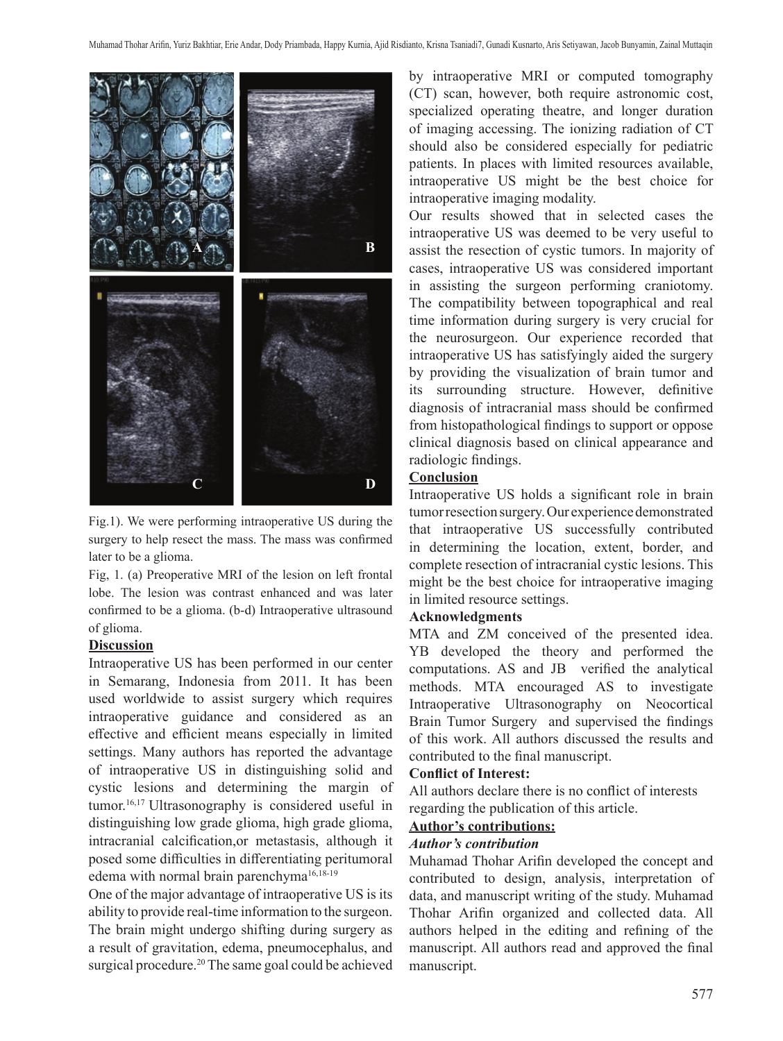Fig.1). We were performing intraoperative US during the surgery to help resect the mass. The mass was confirmed later to be a glioma.

Fig, 1. (a) Preoperative MRI of the lesion on left frontal lobe. The lesion was contrast enhanced and was later confirmed to be a glioma. (b-d) Intraoperative ultrasound of glioma.

## Discussion

Intraoperative US has been performed in our center in Semarang, Indonesia from 2011. It has been used worldwide to assist surgery which requires intraoperative guidance and considered as an effective and efficient means especially in limited settings. Many authors has reported the advantage of intraoperative US in distinguishing solid and cystic lesions and determining the margin of tumor.[16,17] Ultrasonography is considered useful in distinguishing low grade glioma, high grade glioma, intracranial calcification,or metastasis, although it posed some difficulties in differentiating peritumoral edema with normal brain parenchyma[16,18-19]

One of the major advantage of intraoperative US is its ability to provide real-time information to the surgeon. The brain might undergo shifting during surgery as a result of gravitation, edema, pneumocephalus, and surgical procedure.[20] The same goal could be achieved by intraoperative MRI or computed tomography (CT) scan, however, both require astronomic cost, specialized operating theatre, and longer duration of imaging accessing. The ionizing radiation of CT should also be considered especially for pediatric patients. In places with limited resources available, intraoperative US might be the best choice for intraoperative imaging modality.

Our results showed that in selected cases the intraoperative US was deemed to be very useful to assist the resection of cystic tumors. In majority of cases, intraoperative US was considered important in assisting the surgeon performing craniotomy. The compatibility between topographical and real time information during surgery is very crucial for the neurosurgeon. Our experience recorded that intraoperative US has satisfyingly aided the surgery by providing the visualization of brain tumor and its surrounding structure. However, definitive diagnosis of intracranial mass should be confirmed from histopathological findings to support or oppose clinical diagnosis based on clinical appearance and radiologic findings.

## Conclusion

Intraoperative US holds a significant role in brain tumor resection surgery. Our experience demonstrated that intraoperative US successfully contributed in determining the location, extent, border, and complete resection of intracranial cystic lesions. This might be the best choice for intraoperative imaging in limited resource settings.

### Acknowledgments

MTA and ZM conceived of the presented idea. YB developed the theory and performed the computations. AS and JB verified the analytical methods. MTA encouraged AS to investigate Intraoperative Ultrasonography on Neocortical Brain Tumor Surgery and supervised the findings of this work. All authors discussed the results and contributed to the final manuscript.

### Conflict of Interest:

All authors declare there is no conflict of interests regarding the publication of this article.

## Author's contributions:

***Author's contribution***

Muhamad Thohar Arifin developed the concept and contributed to design, analysis, interpretation of data, and manuscript writing of the study. Muhamad Thohar Arifin organized and collected data. All authors helped in the editing and refining of the manuscript. All authors read and approved the final manuscript.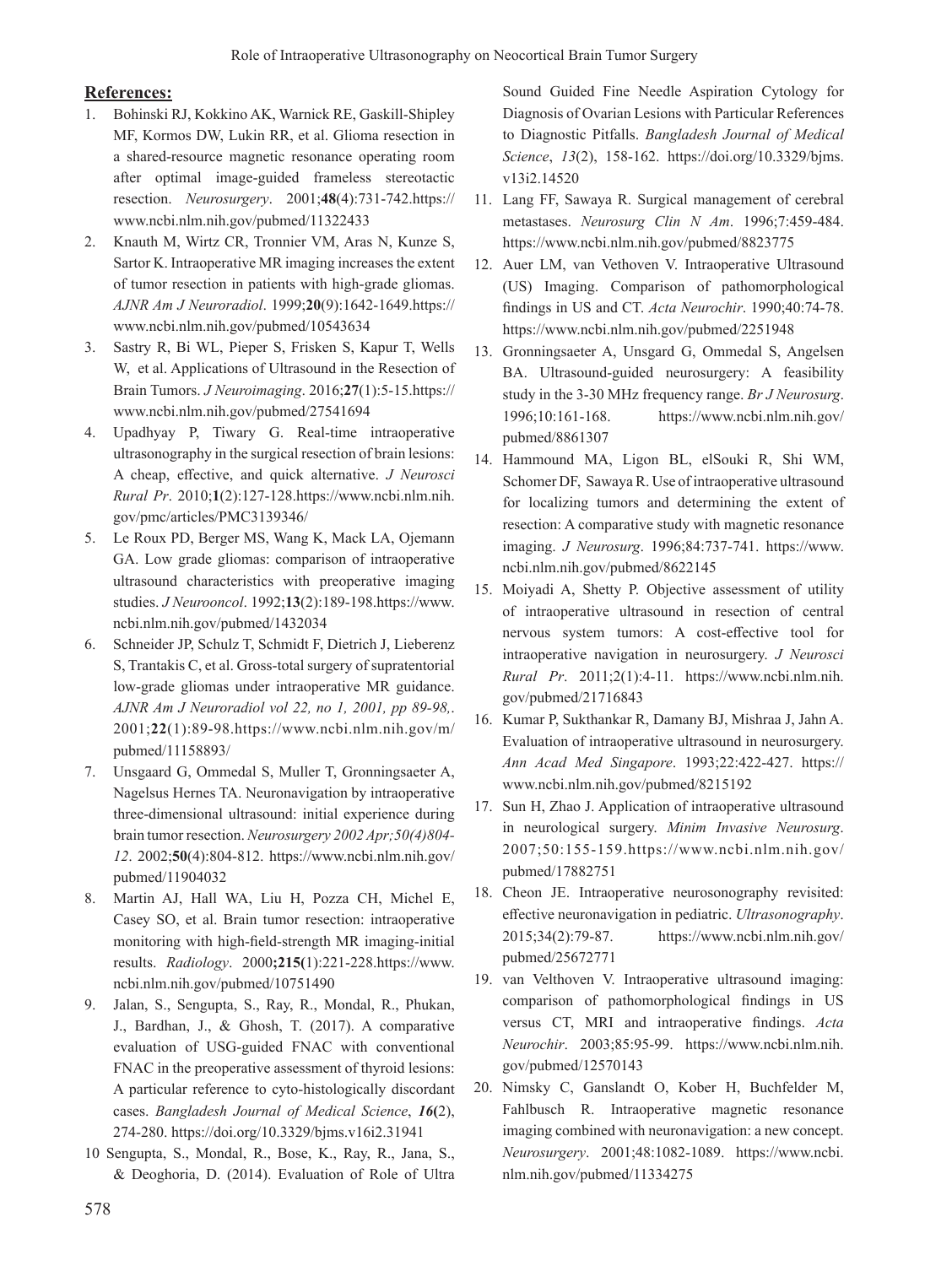## **References:**

1. Bohinski RJ, Kokkino AK, Warnick RE, Gaskill-Shipley MF, Kormos DW, Lukin RR, et al. Glioma resection in a shared-resource magnetic resonance operating room after optimal image-guided frameless stereotactic resection. *Neurosurgery*. 2001;**48**(4):731-742.https://www.ncbi.nlm.nih.gov/pubmed/11322433
2. Knauth M, Wirtz CR, Tronnier VM, Aras N, Kunze S, Sartor K. Intraoperative MR imaging increases the extent of tumor resection in patients with high-grade gliomas. *AJNR Am J Neuroradiol*. 1999;**20**(9):1642-1649.https://www.ncbi.nlm.nih.gov/pubmed/10543634
3. Sastry R, Bi WL, Pieper S, Frisken S, Kapur T, Wells W, et al. Applications of Ultrasound in the Resection of Brain Tumors. *J Neuroimaging*. 2016;**27**(1):5-15.https://www.ncbi.nlm.nih.gov/pubmed/27541694
4. Upadhyay P, Tiwary G. Real-time intraoperative ultrasonography in the surgical resection of brain lesions: A cheap, effective, and quick alternative. *J Neurosci Rural Pr*. 2010;**1**(2):127-128.https://www.ncbi.nlm.nih.gov/pmc/articles/PMC3139346/
5. Le Roux PD, Berger MS, Wang K, Mack LA, Ojemann GA. Low grade gliomas: comparison of intraoperative ultrasound characteristics with preoperative imaging studies. *J Neurooncol*. 1992;**13**(2):189-198.https://www.ncbi.nlm.nih.gov/pubmed/1432034
6. Schneider JP, Schulz T, Schmidt F, Dietrich J, Lieberenz S, Trantakis C, et al. Gross-total surgery of supratentorial low-grade gliomas under intraoperative MR guidance. *AJNR Am J Neuroradiol vol 22, no 1, 2001, pp 89-98,*. 2001;**22**(1):89-98.https://www.ncbi.nlm.nih.gov/m/pubmed/11158893/
7. Unsgaard G, Ommedal S, Muller T, Gronningsaeter A, Nagelsus Hernes TA. Neuronavigation by intraoperative three-dimensional ultrasound: initial experience during brain tumor resection. *Neurosurgery 2002 Apr;50(4)804-12*. 2002;**50**(4):804-812. https://www.ncbi.nlm.nih.gov/pubmed/11904032
8. Martin AJ, Hall WA, Liu H, Pozza CH, Michel E, Casey SO, et al. Brain tumor resection: intraoperative monitoring with high-field-strength MR imaging-initial results. *Radiology*. 2000**;215(**1):221-228.https://www.ncbi.nlm.nih.gov/pubmed/10751490
9. Jalan, S., Sengupta, S., Ray, R., Mondal, R., Phukan, J., Bardhan, J., & Ghosh, T. (2017). A comparative evaluation of USG-guided FNAC with conventional FNAC in the preoperative assessment of thyroid lesions: A particular reference to cyto-histologically discordant cases. *Bangladesh Journal of Medical Science*, ***16***(2), 274-280. https://doi.org/10.3329/bjms.v16i2.31941
10. Sengupta, S., Mondal, R., Bose, K., Ray, R., Jana, S., & Deoghoria, D. (2014). Evaluation of Role of Ultra Sound Guided Fine Needle Aspiration Cytology for Diagnosis of Ovarian Lesions with Particular References to Diagnostic Pitfalls. *Bangladesh Journal of Medical Science*, *13*(2), 158-162. https://doi.org/10.3329/bjms.v13i2.14520
11. Lang FF, Sawaya R. Surgical management of cerebral metastases. *Neurosurg Clin N Am*. 1996;7:459-484. https://www.ncbi.nlm.nih.gov/pubmed/8823775
12. Auer LM, van Vethoven V. Intraoperative Ultrasound (US) Imaging. Comparison of pathomorphological findings in US and CT. *Acta Neurochir*. 1990;40:74-78. https://www.ncbi.nlm.nih.gov/pubmed/2251948
13. Gronningsaeter A, Unsgard G, Ommedal S, Angelsen BA. Ultrasound-guided neurosurgery: A feasibility study in the 3-30 MHz frequency range. *Br J Neurosurg*. 1996;10:161-168. https://www.ncbi.nlm.nih.gov/pubmed/8861307
14. Hammound MA, Ligon BL, elSouki R, Shi WM, Schomer DF, Sawaya R. Use of intraoperative ultrasound for localizing tumors and determining the extent of resection: A comparative study with magnetic resonance imaging. *J Neurosurg*. 1996;84:737-741. https://www.ncbi.nlm.nih.gov/pubmed/8622145
15. Moiyadi A, Shetty P. Objective assessment of utility of intraoperative ultrasound in resection of central nervous system tumors: A cost-effective tool for intraoperative navigation in neurosurgery. *J Neurosci Rural Pr*. 2011;2(1):4-11. https://www.ncbi.nlm.nih.gov/pubmed/21716843
16. Kumar P, Sukthankar R, Damany BJ, Mishraa J, Jahn A. Evaluation of intraoperative ultrasound in neurosurgery. *Ann Acad Med Singapore*. 1993;22:422-427. https://www.ncbi.nlm.nih.gov/pubmed/8215192
17. Sun H, Zhao J. Application of intraoperative ultrasound in neurological surgery. *Minim Invasive Neurosurg*. 2007;50:155-159.https://www.ncbi.nlm.nih.gov/pubmed/17882751
18. Cheon JE. Intraoperative neurosonography revisited: effective neuronavigation in pediatric. *Ultrasonography*. 2015;34(2):79-87. https://www.ncbi.nlm.nih.gov/pubmed/25672771
19. van Velthoven V. Intraoperative ultrasound imaging: comparison of pathomorphological findings in US versus CT, MRI and intraoperative findings. *Acta Neurochir*. 2003;85:95-99. https://www.ncbi.nlm.nih.gov/pubmed/12570143
20. Nimsky C, Ganslandt O, Kober H, Buchfelder M, Fahlbusch R. Intraoperative magnetic resonance imaging combined with neuronavigation: a new concept. *Neurosurgery*. 2001;48:1082-1089. https://www.ncbi.nlm.nih.gov/pubmed/11334275